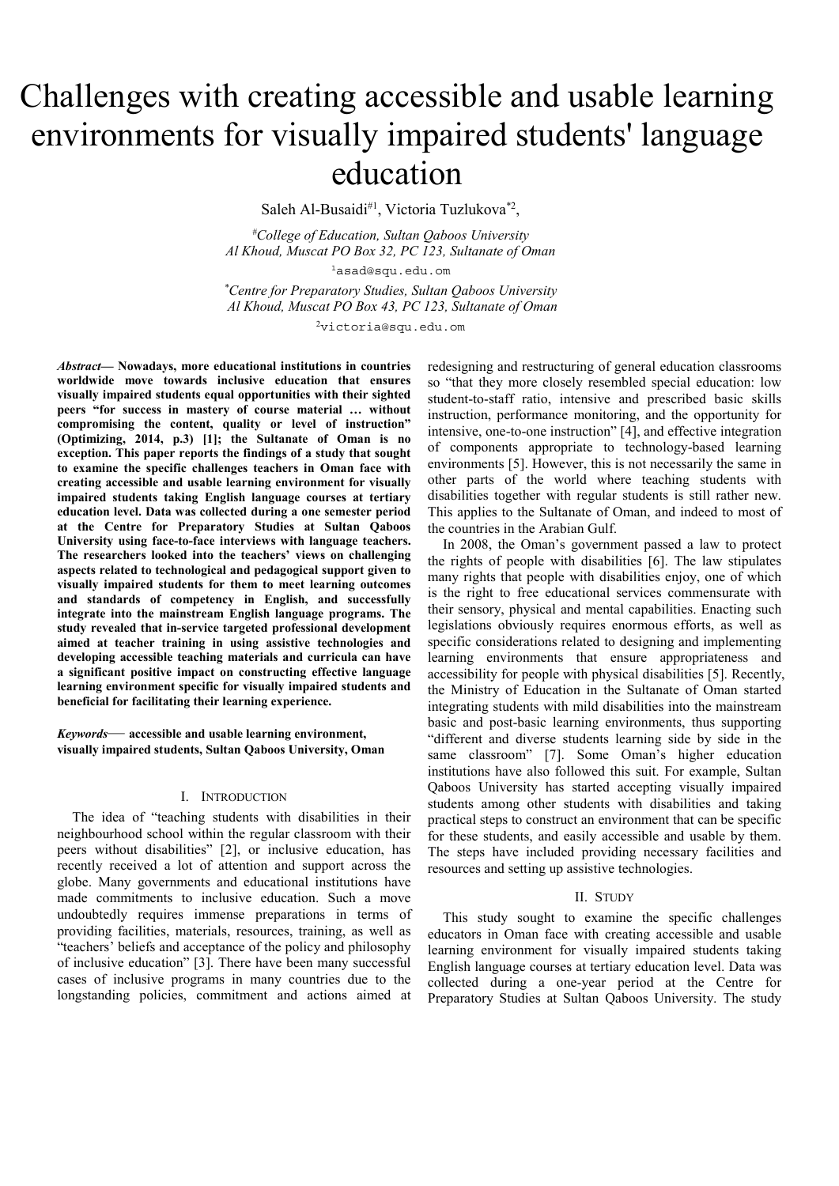# Challenges with creating accessible and usable learning environments for visually impaired students' language education

Saleh Al-Busaidi[#1], Victoria Tuzlukova[*2],

[#]*College of Education, Sultan Qaboos University*
*Al Khoud, Muscat PO Box 32, PC 123, Sultanate of Oman*

[1]asad@squ.edu.om

[*]*Centre for Preparatory Studies, Sultan Qaboos University*
*Al Khoud, Muscat PO Box 43, PC 123, Sultanate of Oman*

[2]victoria@squ.edu.om

***Abstract*— Nowadays, more educational institutions in countries worldwide move towards inclusive education that ensures visually impaired students equal opportunities with their sighted peers "for success in mastery of course material … without compromising the content, quality or level of instruction" (Optimizing, 2014, p.3) [1]; the Sultanate of Oman is no exception. This paper reports the findings of a study that sought to examine the specific challenges teachers in Oman face with creating accessible and usable learning environment for visually impaired students taking English language courses at tertiary education level. Data was collected during a one semester period at the Centre for Preparatory Studies at Sultan Qaboos University using face-to-face interviews with language teachers. The researchers looked into the teachers' views on challenging aspects related to technological and pedagogical support given to visually impaired students for them to meet learning outcomes and standards of competency in English, and successfully integrate into the mainstream English language programs. The study revealed that in-service targeted professional development aimed at teacher training in using assistive technologies and developing accessible teaching materials and curricula can have a significant positive impact on constructing effective language learning environment specific for visually impaired students and beneficial for facilitating their learning experience.**

***Keywords*— accessible and usable learning environment, visually impaired students, Sultan Qaboos University, Oman**

## I. Introduction

The idea of "teaching students with disabilities in their neighbourhood school within the regular classroom with their peers without disabilities" [2], or inclusive education, has recently received a lot of attention and support across the globe. Many governments and educational institutions have made commitments to inclusive education. Such a move undoubtedly requires immense preparations in terms of providing facilities, materials, resources, training, as well as "teachers' beliefs and acceptance of the policy and philosophy of inclusive education" [3]. There have been many successful cases of inclusive programs in many countries due to the longstanding policies, commitment and actions aimed at redesigning and restructuring of general education classrooms so "that they more closely resembled special education: low student-to-staff ratio, intensive and prescribed basic skills instruction, performance monitoring, and the opportunity for intensive, one-to-one instruction" [4], and effective integration of components appropriate to technology-based learning environments [5]. However, this is not necessarily the same in other parts of the world where teaching students with disabilities together with regular students is still rather new. This applies to the Sultanate of Oman, and indeed to most of the countries in the Arabian Gulf.

In 2008, the Oman's government passed a law to protect the rights of people with disabilities [6]. The law stipulates many rights that people with disabilities enjoy, one of which is the right to free educational services commensurate with their sensory, physical and mental capabilities. Enacting such legislations obviously requires enormous efforts, as well as specific considerations related to designing and implementing learning environments that ensure appropriateness and accessibility for people with physical disabilities [5]. Recently, the Ministry of Education in the Sultanate of Oman started integrating students with mild disabilities into the mainstream basic and post-basic learning environments, thus supporting "different and diverse students learning side by side in the same classroom" [7]. Some Oman's higher education institutions have also followed this suit. For example, Sultan Qaboos University has started accepting visually impaired students among other students with disabilities and taking practical steps to construct an environment that can be specific for these students, and easily accessible and usable by them. The steps have included providing necessary facilities and resources and setting up assistive technologies.

## II. Study

This study sought to examine the specific challenges educators in Oman face with creating accessible and usable learning environment for visually impaired students taking English language courses at tertiary education level. Data was collected during a one-year period at the Centre for Preparatory Studies at Sultan Qaboos University. The study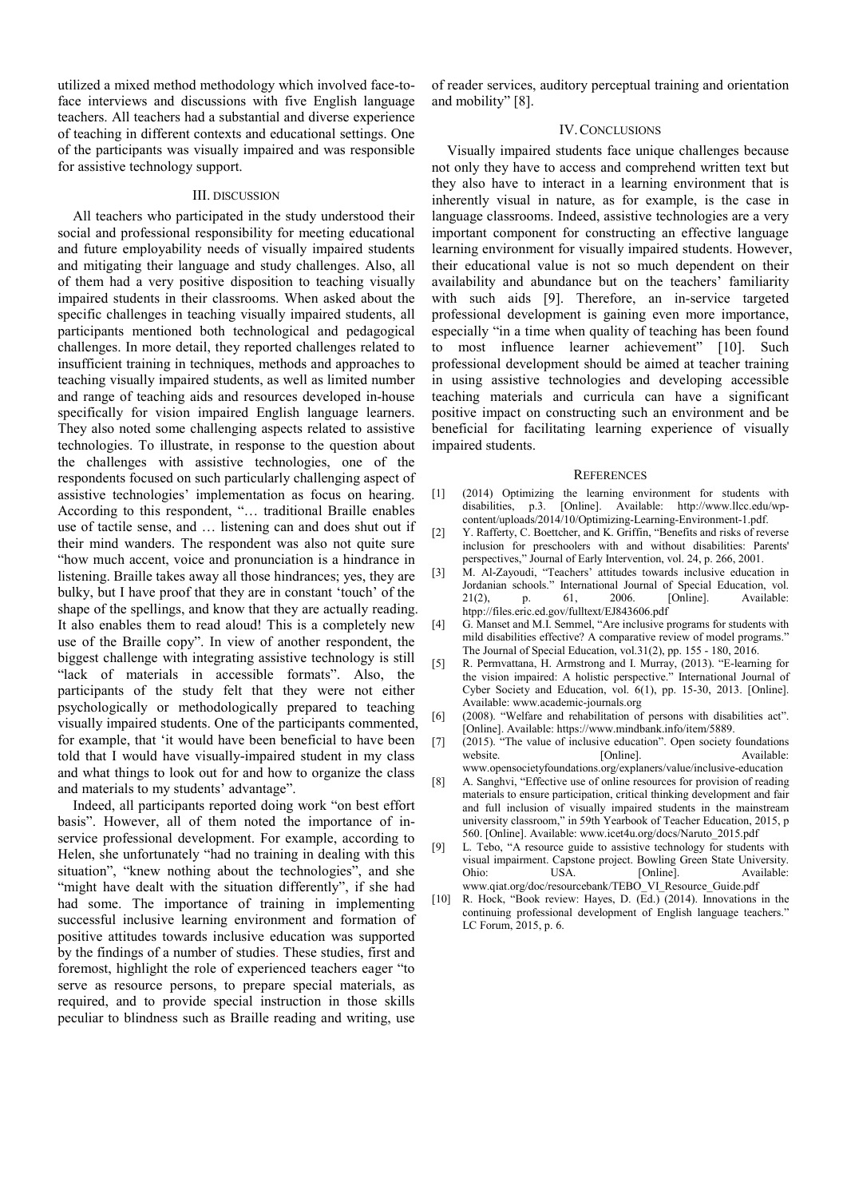utilized a mixed method methodology which involved face-to-face interviews and discussions with five English language teachers. All teachers had a substantial and diverse experience of teaching in different contexts and educational settings. One of the participants was visually impaired and was responsible for assistive technology support.

## III. Discussion

All teachers who participated in the study understood their social and professional responsibility for meeting educational and future employability needs of visually impaired students and mitigating their language and study challenges. Also, all of them had a very positive disposition to teaching visually impaired students in their classrooms. When asked about the specific challenges in teaching visually impaired students, all participants mentioned both technological and pedagogical challenges. In more detail, they reported challenges related to insufficient training in techniques, methods and approaches to teaching visually impaired students, as well as limited number and range of teaching aids and resources developed in-house specifically for vision impaired English language learners. They also noted some challenging aspects related to assistive technologies. To illustrate, in response to the question about the challenges with assistive technologies, one of the respondents focused on such particularly challenging aspect of assistive technologies' implementation as focus on hearing. According to this respondent, "… traditional Braille enables use of tactile sense, and … listening can and does shut out if their mind wanders. The respondent was also not quite sure "how much accent, voice and pronunciation is a hindrance in listening. Braille takes away all those hindrances; yes, they are bulky, but I have proof that they are in constant 'touch' of the shape of the spellings, and know that they are actually reading. It also enables them to read aloud! This is a completely new use of the Braille copy". In view of another respondent, the biggest challenge with integrating assistive technology is still "lack of materials in accessible formats". Also, the participants of the study felt that they were not either psychologically or methodologically prepared to teaching visually impaired students. One of the participants commented, for example, that 'it would have been beneficial to have been told that I would have visually-impaired student in my class and what things to look out for and how to organize the class and materials to my students' advantage".

Indeed, all participants reported doing work "on best effort basis". However, all of them noted the importance of in-service professional development. For example, according to Helen, she unfortunately "had no training in dealing with this situation", "knew nothing about the technologies", and she "might have dealt with the situation differently", if she had had some. The importance of training in implementing successful inclusive learning environment and formation of positive attitudes towards inclusive education was supported by the findings of a number of studies. These studies, first and foremost, highlight the role of experienced teachers eager "to serve as resource persons, to prepare special materials, as required, and to provide special instruction in those skills peculiar to blindness such as Braille reading and writing, use of reader services, auditory perceptual training and orientation and mobility" [8].

## IV. Conclusions

Visually impaired students face unique challenges because not only they have to access and comprehend written text but they also have to interact in a learning environment that is inherently visual in nature, as for example, is the case in language classrooms. Indeed, assistive technologies are a very important component for constructing an effective language learning environment for visually impaired students. However, their educational value is not so much dependent on their availability and abundance but on the teachers' familiarity with such aids [9]. Therefore, an in-service targeted professional development is gaining even more importance, especially "in a time when quality of teaching has been found to most influence learner achievement" [10]. Such professional development should be aimed at teacher training in using assistive technologies and developing accessible teaching materials and curricula can have a significant positive impact on constructing such an environment and be beneficial for facilitating learning experience of visually impaired students.

## References

[1] (2014) Optimizing the learning environment for students with disabilities, p.3. [Online]. Available: http://www.llcc.edu/wp-content/uploads/2014/10/Optimizing-Learning-Environment-1.pdf.

[2] Y. Rafferty, C. Boettcher, and K. Griffin, "Benefits and risks of reverse inclusion for preschoolers with and without disabilities: Parents' perspectives," Journal of Early Intervention, vol. 24, p. 266, 2001.

[3] M. Al-Zayoudi, "Teachers' attitudes towards inclusive education in Jordanian schools." International Journal of Special Education, vol. 21(2), p. 61, 2006. [Online]. Available: htpp://files.eric.ed.gov/fulltext/EJ843606.pdf

[4] G. Manset and M.I. Semmel, "Are inclusive programs for students with mild disabilities effective? A comparative review of model programs." The Journal of Special Education, vol.31(2), pp. 155 - 180, 2016.

[5] R. Permvattana, H. Armstrong and I. Murray, (2013). "E-learning for the vision impaired: A holistic perspective." International Journal of Cyber Society and Education, vol. 6(1), pp. 15-30, 2013. [Online]. Available: www.academic-journals.org

[6] (2008). "Welfare and rehabilitation of persons with disabilities act". [Online]. Available: https://www.mindbank.info/item/5889.

[7] (2015). "The value of inclusive education". Open society foundations website. [Online]. Available: www.opensocietyfoundations.org/explaners/value/inclusive-education

[8] A. Sanghvi, "Effective use of online resources for provision of reading materials to ensure participation, critical thinking development and fair and full inclusion of visually impaired students in the mainstream university classroom," in 59th Yearbook of Teacher Education, 2015, p 560. [Online]. Available: www.icet4u.org/docs/Naruto_2015.pdf

[9] L. Tebo, "A resource guide to assistive technology for students with visual impairment. Capstone project. Bowling Green State University. Ohio: USA. [Online]. Available: www.qiat.org/doc/resourcebank/TEBO_VI_Resource_Guide.pdf

[10] R. Hock, "Book review: Hayes, D. (Ed.) (2014). Innovations in the continuing professional development of English language teachers." LC Forum, 2015, p. 6.